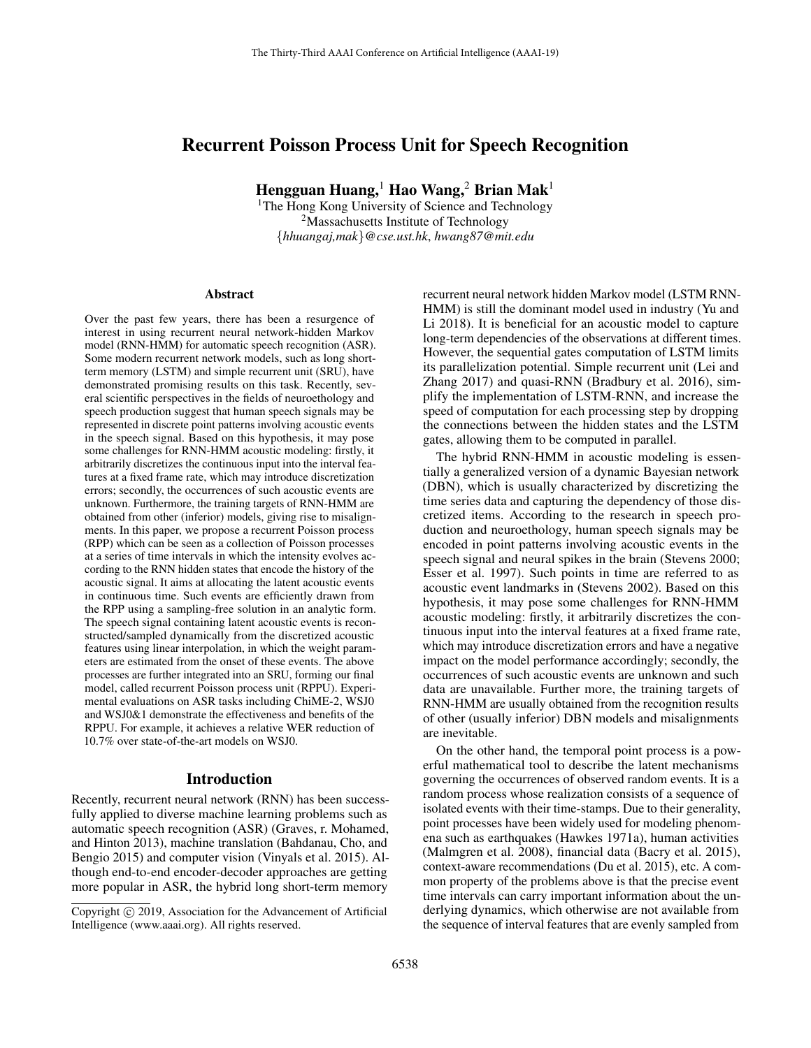# Recurrent Poisson Process Unit for Speech Recognition

**Hengguan Huang,[1] Hao Wang,[2] Brian Mak[1]**

[1]The Hong Kong University of Science and Technology
[2]Massachusetts Institute of Technology
{*hhuangaj,mak*}*@cse.ust.hk*, *hwang87@mit.edu*

## Abstract

Over the past few years, there has been a resurgence of interest in using recurrent neural network-hidden Markov model (RNN-HMM) for automatic speech recognition (ASR). Some modern recurrent network models, such as long short-term memory (LSTM) and simple recurrent unit (SRU), have demonstrated promising results on this task. Recently, several scientific perspectives in the fields of neuroethology and speech production suggest that human speech signals may be represented in discrete point patterns involving acoustic events in the speech signal. Based on this hypothesis, it may pose some challenges for RNN-HMM acoustic modeling: firstly, it arbitrarily discretizes the continuous input into the interval features at a fixed frame rate, which may introduce discretization errors; secondly, the occurrences of such acoustic events are unknown. Furthermore, the training targets of RNN-HMM are obtained from other (inferior) models, giving rise to misalignments. In this paper, we propose a recurrent Poisson process (RPP) which can be seen as a collection of Poisson processes at a series of time intervals in which the intensity evolves according to the RNN hidden states that encode the history of the acoustic signal. It aims at allocating the latent acoustic events in continuous time. Such events are efficiently drawn from the RPP using a sampling-free solution in an analytic form. The speech signal containing latent acoustic events is reconstructed/sampled dynamically from the discretized acoustic features using linear interpolation, in which the weight parameters are estimated from the onset of these events. The above processes are further integrated into an SRU, forming our final model, called recurrent Poisson process unit (RPPU). Experimental evaluations on ASR tasks including ChiME-2, WSJ0 and WSJ0&1 demonstrate the effectiveness and benefits of the RPPU. For example, it achieves a relative WER reduction of 10.7% over state-of-the-art models on WSJ0.

## Introduction

Recently, recurrent neural network (RNN) has been successfully applied to diverse machine learning problems such as automatic speech recognition (ASR) (Graves, r. Mohamed, and Hinton 2013), machine translation (Bahdanau, Cho, and Bengio 2015) and computer vision (Vinyals et al. 2015). Although end-to-end encoder-decoder approaches are getting more popular in ASR, the hybrid long short-term memory recurrent neural network hidden Markov model (LSTM RNN-HMM) is still the dominant model used in industry (Yu and Li 2018). It is beneficial for an acoustic model to capture long-term dependencies of the observations at different times. However, the sequential gates computation of LSTM limits its parallelization potential. Simple recurrent unit (Lei and Zhang 2017) and quasi-RNN (Bradbury et al. 2016), simplify the implementation of LSTM-RNN, and increase the speed of computation for each processing step by dropping the connections between the hidden states and the LSTM gates, allowing them to be computed in parallel.

The hybrid RNN-HMM in acoustic modeling is essentially a generalized version of a dynamic Bayesian network (DBN), which is usually characterized by discretizing the time series data and capturing the dependency of those discretized items. According to the research in speech production and neuroethology, human speech signals may be encoded in point patterns involving acoustic events in the speech signal and neural spikes in the brain (Stevens 2000; Esser et al. 1997). Such points in time are referred to as acoustic event landmarks in (Stevens 2002). Based on this hypothesis, it may pose some challenges for RNN-HMM acoustic modeling: firstly, it arbitrarily discretizes the continuous input into the interval features at a fixed frame rate, which may introduce discretization errors and have a negative impact on the model performance accordingly; secondly, the occurrences of such acoustic events are unknown and such data are unavailable. Further more, the training targets of RNN-HMM are usually obtained from the recognition results of other (usually inferior) DBN models and misalignments are inevitable.

On the other hand, the temporal point process is a powerful mathematical tool to describe the latent mechanisms governing the occurrences of observed random events. It is a random process whose realization consists of a sequence of isolated events with their time-stamps. Due to their generality, point processes have been widely used for modeling phenomena such as earthquakes (Hawkes 1971a), human activities (Malmgren et al. 2008), financial data (Bacry et al. 2015), context-aware recommendations (Du et al. 2015), etc. A common property of the problems above is that the precise event time intervals can carry important information about the underlying dynamics, which otherwise are not available from the sequence of interval features that are evenly sampled from

Copyright © 2019, Association for the Advancement of Artificial Intelligence (www.aaai.org). All rights reserved.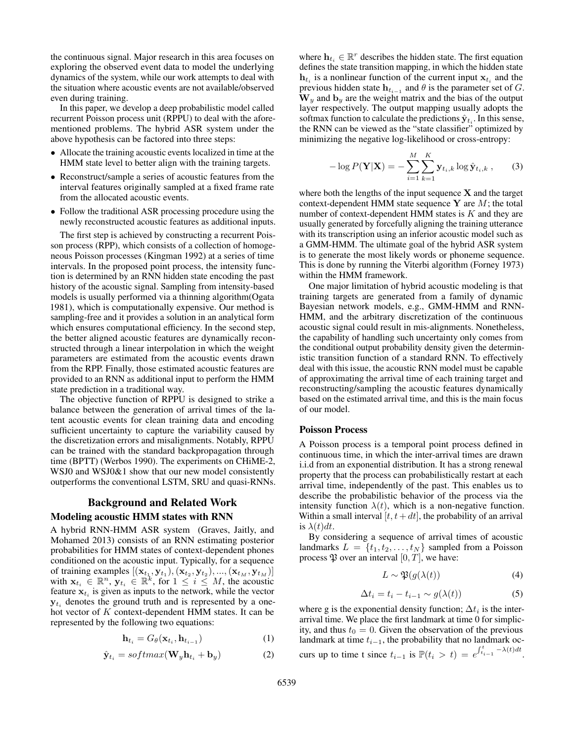the continuous signal. Major research in this area focuses on exploring the observed event data to model the underlying dynamics of the system, while our work attempts to deal with the situation where acoustic events are not available/observed even during training.

In this paper, we develop a deep probabilistic model called recurrent Poisson process unit (RPPU) to deal with the aforementioned problems. The hybrid ASR system under the above hypothesis can be factored into three steps:

- Allocate the training acoustic events localized in time at the HMM state level to better align with the training targets.
- Reconstruct/sample a series of acoustic features from the interval features originally sampled at a fixed frame rate from the allocated acoustic events.
- Follow the traditional ASR processing procedure using the newly reconstructed acoustic features as additional inputs.

The first step is achieved by constructing a recurrent Poisson process (RPP), which consists of a collection of homogeneous Poisson processes (Kingman 1992) at a series of time intervals. In the proposed point process, the intensity function is determined by an RNN hidden state encoding the past history of the acoustic signal. Sampling from intensity-based models is usually performed via a thinning algorithm(Ogata 1981), which is computationally expensive. Our method is sampling-free and it provides a solution in an analytical form which ensures computational efficiency. In the second step, the better aligned acoustic features are dynamically reconstructed through a linear interpolation in which the weight parameters are estimated from the acoustic events drawn from the RPP. Finally, those estimated acoustic features are provided to an RNN as additional input to perform the HMM state prediction in a traditional way.

The objective function of RPPU is designed to strike a balance between the generation of arrival times of the latent acoustic events for clean training data and encoding sufficient uncertainty to capture the variability caused by the discretization errors and misalignments. Notably, RPPU can be trained with the standard backpropagation through time (BPTT) (Werbos 1990). The experiments on CHiME-2, WSJ0 and WSJ0&1 show that our new model consistently outperforms the conventional LSTM, SRU and quasi-RNNs.

## Background and Related Work

### Modeling acoustic HMM states with RNN

A hybrid RNN-HMM ASR system (Graves, Jaitly, and Mohamed 2013) consists of an RNN estimating posterior probabilities for HMM states of context-dependent phones conditioned on the acoustic input. Typically, for a sequence of training examples $[(\mathbf{x}_{t_1}, \mathbf{y}_{t_1}), (\mathbf{x}_{t_2}, \mathbf{y}_{t_2}), ..., (\mathbf{x}_{t_M}, \mathbf{y}_{t_M})]$ with $\mathbf{x}_{t_i} \in \mathbb{R}^n$, $\mathbf{y}_{t_i} \in \mathbb{R}^k$, for $1 \leq i \leq M$, the acoustic feature $\mathbf{x}_{t_i}$ is given as inputs to the network, while the vector $\mathbf{y}_{t_i}$ denotes the ground truth and is represented by a one-hot vector of $K$ context-dependent HMM states. It can be represented by the following two equations:

$$\mathbf{h}_{t_i} = G_\theta(\mathbf{x}_{t_i}, \mathbf{h}_{t_{i-1}}) \tag{1}$$

$$\hat{\mathbf{y}}_{t_i} = softmax(\mathbf{W}_y \mathbf{h}_{t_i} + \mathbf{b}_y) \tag{2}$$

where $\mathbf{h}_{t_i} \in \mathbb{R}^r$ describes the hidden state. The first equation defines the state transition mapping, in which the hidden state $\mathbf{h}_{t_i}$ is a nonlinear function of the current input $\mathbf{x}_{t_i}$ and the previous hidden state $\mathbf{h}_{t_{i-1}}$ and $\theta$ is the parameter set of $G$. $\mathbf{W}_y$ and $\mathbf{b}_y$ are the weight matrix and the bias of the output layer respectively. The output mapping usually adopts the softmax function to calculate the predictions $\hat{\mathbf{y}}_{t_i}$. In this sense, the RNN can be viewed as the "state classifier" optimized by minimizing the negative log-likelihood or cross-entropy:

$$-\log P(\mathbf{Y}|\mathbf{X}) = -\sum_{i=1}^{M}\sum_{k=1}^{K} \mathbf{y}_{t_i,k} \log \hat{\mathbf{y}}_{t_i,k} \ , \tag{3}$$

where both the lengths of the input sequence $\mathbf{X}$ and the target context-dependent HMM state sequence $\mathbf{Y}$ are $M$; the total number of context-dependent HMM states is $K$ and they are usually generated by forcefully aligning the training utterance with its transcription using an inferior acoustic model such as a GMM-HMM. The ultimate goal of the hybrid ASR system is to generate the most likely words or phoneme sequence. This is done by running the Viterbi algorithm (Forney 1973) within the HMM framework.

One major limitation of hybrid acoustic modeling is that training targets are generated from a family of dynamic Bayesian network models, e.g., GMM-HMM and RNN-HMM, and the arbitrary discretization of the continuous acoustic signal could result in mis-alignments. Nonetheless, the capability of handling such uncertainty only comes from the conditional output probability density given the deterministic transition function of a standard RNN. To effectively deal with this issue, the acoustic RNN model must be capable of approximating the arrival time of each training target and reconstructing/sampling the acoustic features dynamically based on the estimated arrival time, and this is the main focus of our model.

### Poisson Process

A Poisson process is a temporal point process defined in continuous time, in which the inter-arrival times are drawn i.i.d from an exponential distribution. It has a strong renewal property that the process can probabilistically restart at each arrival time, independently of the past. This enables us to describe the probabilistic behavior of the process via the intensity function $\lambda(t)$, which is a non-negative function. Within a small interval $[t, t + dt]$, the probability of an arrival is $\lambda(t)dt$.

By considering a sequence of arrival times of acoustic landmarks $L = \{t_1, t_2, \ldots, t_N\}$ sampled from a Poisson process $\mathfrak{P}$ over an interval $[0, T]$, we have:

$$L \sim \mathfrak{P}(g(\lambda(t)) \tag{4}$$

$$\Delta t_i = t_i - t_{i-1} \sim g(\lambda(t)) \tag{5}$$

where g is the exponential density function; $\Delta t_i$ is the inter-arrival time. We place the first landmark at time 0 for simplicity, and thus $t_0 = 0$. Given the observation of the previous landmark at time $t_{i-1}$, the probability that no landmark occurs up to time t since $t_{i-1}$ is $\mathbb{P}(t_i > t) = e^{\int_{t_{i-1}}^{t} -\lambda(t)dt}$.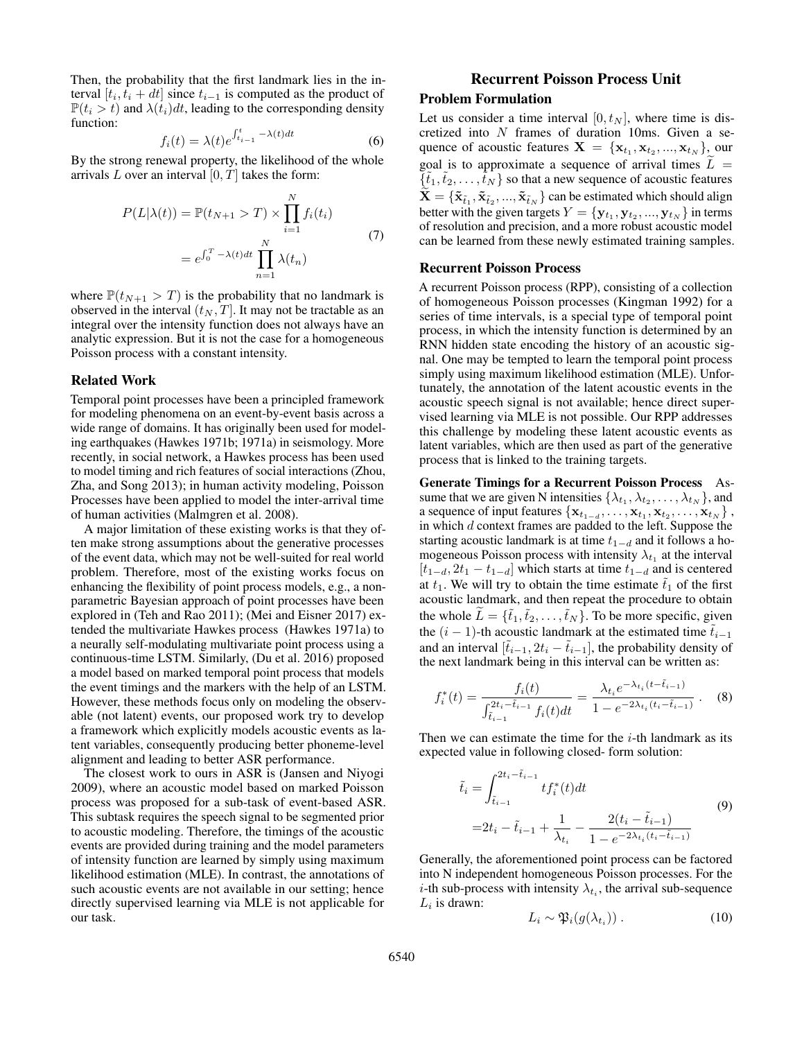Then, the probability that the first landmark lies in the interval $[t_i, t_i + dt]$ since $t_{i-1}$ is computed as the product of $\mathbb{P}(t_i > t)$ and $\lambda(t_i)dt$, leading to the corresponding density function:

$$f_i(t) = \lambda(t) e^{\int_{t_{i-1}}^{t} -\lambda(t)dt} \tag{6}$$

By the strong renewal property, the likelihood of the whole arrivals $L$ over an interval $[0, T]$ takes the form:

$$\begin{aligned} P(L|\lambda(t)) &= \mathbb{P}(t_{N+1} > T) \times \prod_{i=1}^{N} f_i(t_i) \\ &= e^{\int_0^T -\lambda(t)dt} \prod_{n=1}^{N} \lambda(t_n) \end{aligned} \tag{7}$$

where $\mathbb{P}(t_{N+1} > T)$ is the probability that no landmark is observed in the interval $(t_N, T]$. It may not be tractable as an integral over the intensity function does not always have an analytic expression. But it is not the case for a homogeneous Poisson process with a constant intensity.

## Related Work

Temporal point processes have been a principled framework for modeling phenomena on an event-by-event basis across a wide range of domains. It has originally been used for modeling earthquakes (Hawkes 1971b; 1971a) in seismology. More recently, in social network, a Hawkes process has been used to model timing and rich features of social interactions (Zhou, Zha, and Song 2013); in human activity modeling, Poisson Processes have been applied to model the inter-arrival time of human activities (Malmgren et al. 2008).

A major limitation of these existing works is that they often make strong assumptions about the generative processes of the event data, which may not be well-suited for real world problem. Therefore, most of the existing works focus on enhancing the flexibility of point process models, e.g., a nonparametric Bayesian approach of point processes have been explored in (Teh and Rao 2011); (Mei and Eisner 2017) extended the multivariate Hawkes process (Hawkes 1971a) to a neurally self-modulating multivariate point process using a continuous-time LSTM. Similarly, (Du et al. 2016) proposed a model based on marked temporal point process that models the event timings and the markers with the help of an LSTM. However, these methods focus only on modeling the observable (not latent) events, our proposed work try to develop a framework which explicitly models acoustic events as latent variables, consequently producing better phoneme-level alignment and leading to better ASR performance.

The closest work to ours in ASR is (Jansen and Niyogi 2009), where an acoustic model based on marked Poisson process was proposed for a sub-task of event-based ASR. This subtask requires the speech signal to be segmented prior to acoustic modeling. Therefore, the timings of the acoustic events are provided during training and the model parameters of intensity function are learned by simply using maximum likelihood estimation (MLE). In contrast, the annotations of such acoustic events are not available in our setting; hence directly supervised learning via MLE is not applicable for our task.

# Recurrent Poisson Process Unit

## Problem Formulation

Let us consider a time interval $[0, t_N]$, where time is discretized into $N$ frames of duration 10ms. Given a sequence of acoustic features $\mathbf{X} = \{\mathbf{x}_{t_1}, \mathbf{x}_{t_2}, ..., \mathbf{x}_{t_N}\}$, our goal is to approximate a sequence of arrival times $\widetilde{L} = \{\tilde{t}_1, \tilde{t}_2, \dots, \tilde{t}_N\}$ so that a new sequence of acoustic features $\widetilde{\mathbf{X}} = \{\tilde{\mathbf{x}}_{\tilde{t}_1}, \tilde{\mathbf{x}}_{\tilde{t}_2}, ..., \tilde{\mathbf{x}}_{\tilde{t}_N}\}$ can be estimated which should align better with the given targets $Y = \{\mathbf{y}_{t_1}, \mathbf{y}_{t_2}, ..., \mathbf{y}_{t_N}\}$ in terms of resolution and precision, and a more robust acoustic model can be learned from these newly estimated training samples.

## Recurrent Poisson Process

A recurrent Poisson process (RPP), consisting of a collection of homogeneous Poisson processes (Kingman 1992) for a series of time intervals, is a special type of temporal point process, in which the intensity function is determined by an RNN hidden state encoding the history of an acoustic signal. One may be tempted to learn the temporal point process simply using maximum likelihood estimation (MLE). Unfortunately, the annotation of the latent acoustic events in the acoustic speech signal is not available; hence direct supervised learning via MLE is not possible. Our RPP addresses this challenge by modeling these latent acoustic events as latent variables, which are then used as part of the generative process that is linked to the training targets.

**Generate Timings for a Recurrent Poisson Process** Assume that we are given N intensities $\{\lambda_{t_1}, \lambda_{t_2}, \dots, \lambda_{t_N}\}$, and a sequence of input features $\{\mathbf{x}_{t_{1-d}}, \dots, \mathbf{x}_{t_1}, \mathbf{x}_{t_2}, \dots, \mathbf{x}_{t_N}\}$, in which $d$ context frames are padded to the left. Suppose the starting acoustic landmark is at time $t_{1-d}$ and it follows a homogeneous Poisson process with intensity $\lambda_{t_1}$ at the interval $[t_{1-d}, 2t_1 - t_{1-d}]$ which starts at time $t_{1-d}$ and is centered at $t_1$. We will try to obtain the time estimate $\tilde{t}_1$ of the first acoustic landmark, and then repeat the procedure to obtain the whole $\widetilde{L} = \{\tilde{t}_1, \tilde{t}_2, \dots, \tilde{t}_N\}$. To be more specific, given the $(i-1)$-th acoustic landmark at the estimated time $\tilde{t}_{i-1}$ and an interval $[\tilde{t}_{i-1}, 2t_i - \tilde{t}_{i-1}]$, the probability density of the next landmark being in this interval can be written as:

$$f_i^*(t) = \frac{f_i(t)}{\int_{\tilde{t}_{i-1}}^{2t_i - \tilde{t}_{i-1}} f_i(t)dt} = \frac{\lambda_{t_i} e^{-\lambda_{t_i}(t - \tilde{t}_{i-1})}}{1 - e^{-2\lambda_{t_i}(t_i - \tilde{t}_{i-1})}} \; . \tag{8}$$

Then we can estimate the time for the $i$-th landmark as its expected value in following closed- form solution:

$$\begin{aligned} \tilde{t}_i &= \int_{\tilde{t}_{i-1}}^{2t_i - \tilde{t}_{i-1}} t f_i^*(t)dt \\ &= 2t_i - \tilde{t}_{i-1} + \frac{1}{\lambda_{t_i}} - \frac{2(t_i - \tilde{t}_{i-1})}{1 - e^{-2\lambda_{t_i}(t_i - \tilde{t}_{i-1})}} \end{aligned} \tag{9}$$

Generally, the aforementioned point process can be factored into N independent homogeneous Poisson processes. For the $i$-th sub-process with intensity $\lambda_{t_i}$, the arrival sub-sequence $L_i$ is drawn:

$$L_i \sim \mathfrak{P}_i(g(\lambda_{t_i})) \; . \tag{10}$$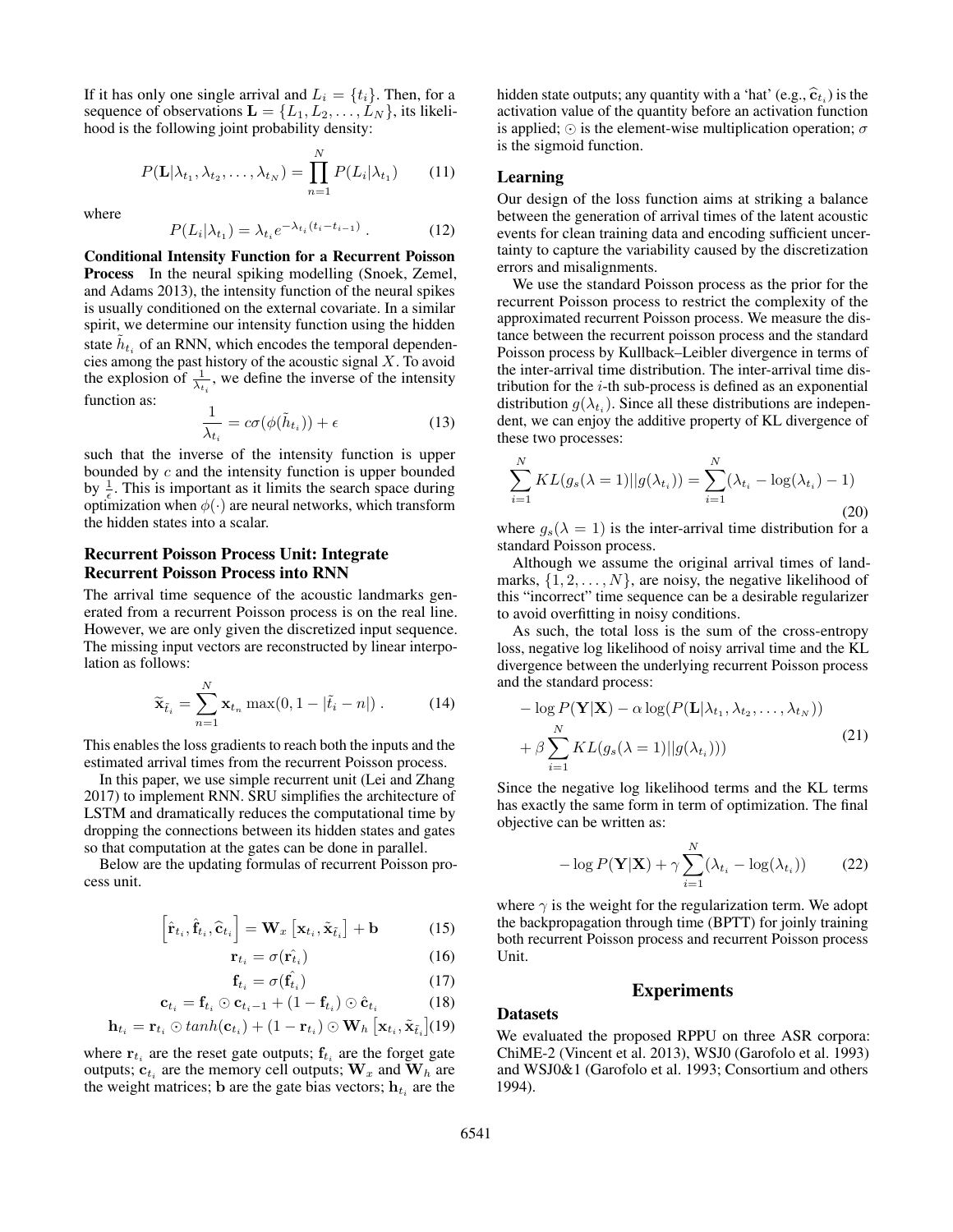If it has only one single arrival and $L_i = \{t_i\}$. Then, for a sequence of observations $\mathbf{L} = \{L_1, L_2, \ldots, L_N\}$, its likelihood is the following joint probability density:

$$P(\mathbf{L}|\lambda_{t_1}, \lambda_{t_2}, \ldots, \lambda_{t_N}) = \prod_{n=1}^{N} P(L_i|\lambda_{t_1}) \tag{11}$$

where

$$P(L_i|\lambda_{t_1}) = \lambda_{t_i} e^{-\lambda_{t_i}(t_i - t_{i-1})} . \tag{12}$$

**Conditional Intensity Function for a Recurrent Poisson Process** In the neural spiking modelling (Snoek, Zemel, and Adams 2013), the intensity function of the neural spikes is usually conditioned on the external covariate. In a similar spirit, we determine our intensity function using the hidden state $\tilde{h}_{t_i}$ of an RNN, which encodes the temporal dependencies among the past history of the acoustic signal $X$. To avoid the explosion of $\frac{1}{\lambda_{t_i}}$, we define the inverse of the intensity function as:

$$\frac{1}{\lambda_{t_i}} = c\sigma(\phi(\tilde{h}_{t_i})) + \epsilon \tag{13}$$

such that the inverse of the intensity function is upper bounded by $c$ and the intensity function is upper bounded by $\frac{1}{\epsilon}$. This is important as it limits the search space during optimization when $\phi(\cdot)$ are neural networks, which transform the hidden states into a scalar.

## Recurrent Poisson Process Unit: Integrate Recurrent Poisson Process into RNN

The arrival time sequence of the acoustic landmarks generated from a recurrent Poisson process is on the real line. However, we are only given the discretized input sequence. The missing input vectors are reconstructed by linear interpolation as follows:

$$\widetilde{\mathbf{x}}_{\tilde{t}_i} = \sum_{n=1}^{N} \mathbf{x}_{t_n} \max(0, 1 - |\tilde{t}_i - n|) . \tag{14}$$

This enables the loss gradients to reach both the inputs and the estimated arrival times from the recurrent Poisson process.

In this paper, we use simple recurrent unit (Lei and Zhang 2017) to implement RNN. SRU simplifies the architecture of LSTM and dramatically reduces the computational time by dropping the connections between its hidden states and gates so that computation at the gates can be done in parallel.

Below are the updating formulas of recurrent Poisson process unit.

$$\left[\hat{\mathbf{r}}_{t_i}, \hat{\mathbf{f}}_{t_i}, \widehat{\mathbf{c}}_{t_i}\right] = \mathbf{W}_x \left[\mathbf{x}_{t_i}, \tilde{\mathbf{x}}_{\tilde{t}_i}\right] + \mathbf{b} \tag{15}$$

$$\mathbf{r}_{t_i} = \sigma(\hat{\mathbf{r}_{t_i}}) \tag{16}$$

$$\mathbf{f}_{t_i} = \sigma(\hat{\mathbf{f}_{t_i}}) \tag{17}$$

$$\mathbf{c}_{t_i} = \mathbf{f}_{t_i} \odot \mathbf{c}_{t_i - 1} + (1 - \mathbf{f}_{t_i}) \odot \hat{\mathbf{c}}_{t_i} \tag{18}$$

$$\mathbf{h}_{t_i} = \mathbf{r}_{t_i} \odot tanh(\mathbf{c}_{t_i}) + (1 - \mathbf{r}_{t_i}) \odot \mathbf{W}_h \left[\mathbf{x}_{t_i}, \tilde{\mathbf{x}}_{\tilde{t}_i}\right] \tag{19}$$

where $\mathbf{r}_{t_i}$ are the reset gate outputs; $\mathbf{f}_{t_i}$ are the forget gate outputs; $\mathbf{c}_{t_i}$ are the memory cell outputs; $\mathbf{W}_x$ and $\mathbf{W}_h$ are the weight matrices; $\mathbf{b}$ are the gate bias vectors; $\mathbf{h}_{t_i}$ are the hidden state outputs; any quantity with a 'hat' (e.g., $\widehat{\mathbf{c}}_{t_i}$) is the activation value of the quantity before an activation function is applied; $\odot$ is the element-wise multiplication operation; $\sigma$ is the sigmoid function.

## Learning

Our design of the loss function aims at striking a balance between the generation of arrival times of the latent acoustic events for clean training data and encoding sufficient uncertainty to capture the variability caused by the discretization errors and misalignments.

We use the standard Poisson process as the prior for the recurrent Poisson process to restrict the complexity of the approximated recurrent Poisson process. We measure the distance between the recurrent poisson process and the standard Poisson process by Kullback–Leibler divergence in terms of the inter-arrival time distribution. The inter-arrival time distribution for the $i$-th sub-process is defined as an exponential distribution $g(\lambda_{t_i})$. Since all these distributions are independent, we can enjoy the additive property of KL divergence of these two processes:

$$\sum_{i=1}^{N} KL(g_s(\lambda = 1)||g(\lambda_{t_i})) = \sum_{i=1}^{N} (\lambda_{t_i} - \log(\lambda_{t_i}) - 1) \tag{20}$$

where $g_s(\lambda = 1)$ is the inter-arrival time distribution for a standard Poisson process.

Although we assume the original arrival times of landmarks, $\{1, 2, \ldots, N\}$, are noisy, the negative likelihood of this "incorrect" time sequence can be a desirable regularizer to avoid overfitting in noisy conditions.

As such, the total loss is the sum of the cross-entropy loss, negative log likelihood of noisy arrival time and the KL divergence between the underlying recurrent Poisson process and the standard process:

$$\begin{aligned} &- \log P(\mathbf{Y}|\mathbf{X}) - \alpha \log(P(\mathbf{L}|\lambda_{t_1}, \lambda_{t_2}, \ldots, \lambda_{t_N})) \\ &+ \beta \sum_{i=1}^{N} KL(g_s(\lambda = 1)||g(\lambda_{t_i}))) \end{aligned} \tag{21}$$

Since the negative log likelihood terms and the KL terms has exactly the same form in term of optimization. The final objective can be written as:

$$- \log P(\mathbf{Y}|\mathbf{X}) + \gamma \sum_{i=1}^{N} (\lambda_{t_i} - \log(\lambda_{t_i})) \tag{22}$$

where $\gamma$ is the weight for the regularization term. We adopt the backpropagation through time (BPTT) for joinly training both recurrent Poisson process and recurrent Poisson process Unit.

# Experiments

## Datasets

We evaluated the proposed RPPU on three ASR corpora: ChiME-2 (Vincent et al. 2013), WSJ0 (Garofolo et al. 1993) and WSJ0&1 (Garofolo et al. 1993; Consortium and others 1994).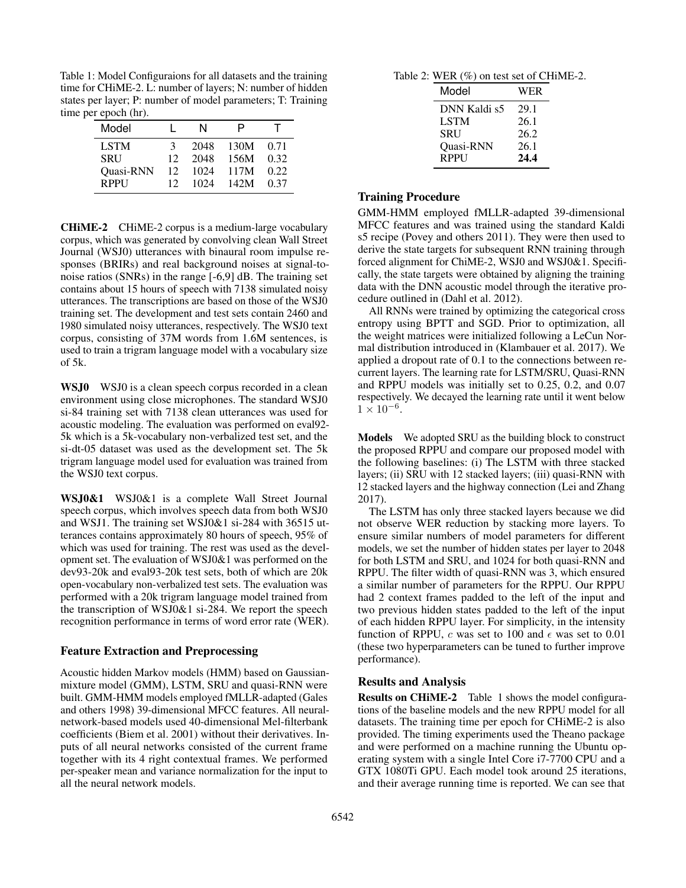Table 1: Model Configuraions for all datasets and the training time for CHiME-2. L: number of layers; N: number of hidden states per layer; P: number of model parameters; T: Training time per epoch (hr).

| Model | L | N | P | T |
|---|---|---|---|---|
| LSTM | 3 | 2048 | 130M | 0.71 |
| SRU | 12 | 2048 | 156M | 0.32 |
| Quasi-RNN | 12 | 1024 | 117M | 0.22 |
| RPPU | 12 | 1024 | 142M | 0.37 |

**CHiME-2** CHiME-2 corpus is a medium-large vocabulary corpus, which was generated by convolving clean Wall Street Journal (WSJ0) utterances with binaural room impulse responses (BRIRs) and real background noises at signal-to-noise ratios (SNRs) in the range [-6,9] dB. The training set contains about 15 hours of speech with 7138 simulated noisy utterances. The transcriptions are based on those of the WSJ0 training set. The development and test sets contain 2460 and 1980 simulated noisy utterances, respectively. The WSJ0 text corpus, consisting of 37M words from 1.6M sentences, is used to train a trigram language model with a vocabulary size of 5k.

**WSJ0** WSJ0 is a clean speech corpus recorded in a clean environment using close microphones. The standard WSJ0 si-84 training set with 7138 clean utterances was used for acoustic modeling. The evaluation was performed on eval92-5k which is a 5k-vocabulary non-verbalized test set, and the si-dt-05 dataset was used as the development set. The 5k trigram language model used for evaluation was trained from the WSJ0 text corpus.

**WSJ0&1** WSJ0&1 is a complete Wall Street Journal speech corpus, which involves speech data from both WSJ0 and WSJ1. The training set WSJ0&1 si-284 with 36515 utterances contains approximately 80 hours of speech, 95% of which was used for training. The rest was used as the development set. The evaluation of WSJ0&1 was performed on the dev93-20k and eval93-20k test sets, both of which are 20k open-vocabulary non-verbalized test sets. The evaluation was performed with a 20k trigram language model trained from the transcription of WSJ0&1 si-284. We report the speech recognition performance in terms of word error rate (WER).

## Feature Extraction and Preprocessing

Acoustic hidden Markov models (HMM) based on Gaussian-mixture model (GMM), LSTM, SRU and quasi-RNN were built. GMM-HMM models employed fMLLR-adapted (Gales and others 1998) 39-dimensional MFCC features. All neural-network-based models used 40-dimensional Mel-filterbank coefficients (Biem et al. 2001) without their derivatives. Inputs of all neural networks consisted of the current frame together with its 4 right contextual frames. We performed per-speaker mean and variance normalization for the input to all the neural network models.

Table 2: WER (%) on test set of CHiME-2.

| Model | WER |
|---|---|
| DNN Kaldi s5 | 29.1 |
| LSTM | 26.1 |
| SRU | 26.2 |
| Quasi-RNN | 26.1 |
| RPPU | **24.4** |

## Training Procedure

GMM-HMM employed fMLLR-adapted 39-dimensional MFCC features and was trained using the standard Kaldi s5 recipe (Povey and others 2011). They were then used to derive the state targets for subsequent RNN training through forced alignment for ChiME-2, WSJ0 and WSJ0&1. Specifically, the state targets were obtained by aligning the training data with the DNN acoustic model through the iterative procedure outlined in (Dahl et al. 2012).

All RNNs were trained by optimizing the categorical cross entropy using BPTT and SGD. Prior to optimization, all the weight matrices were initialized following a LeCun Normal distribution introduced in (Klambauer et al. 2017). We applied a dropout rate of 0.1 to the connections between recurrent layers. The learning rate for LSTM/SRU, Quasi-RNN and RPPU models was initially set to 0.25, 0.2, and 0.07 respectively. We decayed the learning rate until it went below $1 \times 10^{-6}$.

**Models** We adopted SRU as the building block to construct the proposed RPPU and compare our proposed model with the following baselines: (i) The LSTM with three stacked layers; (ii) SRU with 12 stacked layers; (iii) quasi-RNN with 12 stacked layers and the highway connection (Lei and Zhang 2017).

The LSTM has only three stacked layers because we did not observe WER reduction by stacking more layers. To ensure similar numbers of model parameters for different models, we set the number of hidden states per layer to 2048 for both LSTM and SRU, and 1024 for both quasi-RNN and RPPU. The filter width of quasi-RNN was 3, which ensured a similar number of parameters for the RPPU. Our RPPU had 2 context frames padded to the left of the input and two previous hidden states padded to the left of the input of each hidden RPPU layer. For simplicity, in the intensity function of RPPU, $c$ was set to 100 and $\epsilon$ was set to 0.01 (these two hyperparameters can be tuned to further improve performance).

## Results and Analysis

**Results on CHiME-2** Table 1 shows the model configurations of the baseline models and the new RPPU model for all datasets. The training time per epoch for CHiME-2 is also provided. The timing experiments used the Theano package and were performed on a machine running the Ubuntu operating system with a single Intel Core i7-7700 CPU and a GTX 1080Ti GPU. Each model took around 25 iterations, and their average running time is reported. We can see that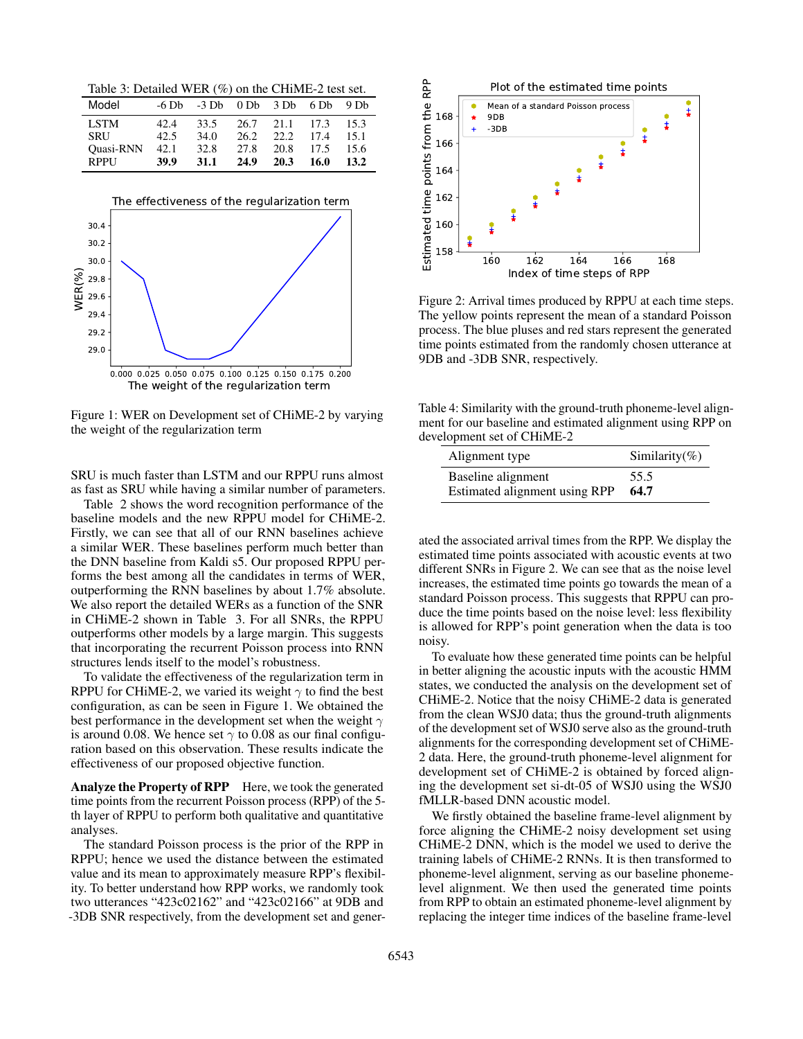Table 3: Detailed WER (%) on the CHiME-2 test set.

| Model | -6 Db | -3 Db | 0 Db | 3 Db | 6 Db | 9 Db |
|---|---|---|---|---|---|---|
| LSTM | 42.4 | 33.5 | 26.7 | 21.1 | 17.3 | 15.3 |
| SRU | 42.5 | 34.0 | 26.2 | 22.2 | 17.4 | 15.1 |
| Quasi-RNN | 42.1 | 32.8 | 27.8 | 20.8 | 17.5 | 15.6 |
| RPPU | **39.9** | **31.1** | **24.9** | **20.3** | **16.0** | **13.2** |

Figure 1: WER on Development set of CHiME-2 by varying the weight of the regularization term

SRU is much faster than LSTM and our RPPU runs almost as fast as SRU while having a similar number of parameters.

Table 2 shows the word recognition performance of the baseline models and the new RPPU model for CHiME-2. Firstly, we can see that all of our RNN baselines achieve a similar WER. These baselines perform much better than the DNN baseline from Kaldi s5. Our proposed RPPU performs the best among all the candidates in terms of WER, outperforming the RNN baselines by about 1.7% absolute. We also report the detailed WERs as a function of the SNR in CHiME-2 shown in Table 3. For all SNRs, the RPPU outperforms other models by a large margin. This suggests that incorporating the recurrent Poisson process into RNN structures lends itself to the model's robustness.

To validate the effectiveness of the regularization term in RPPU for CHiME-2, we varied its weight $\gamma$ to find the best configuration, as can be seen in Figure 1. We obtained the best performance in the development set when the weight $\gamma$ is around 0.08. We hence set $\gamma$ to 0.08 as our final configuration based on this observation. These results indicate the effectiveness of our proposed objective function.

**Analyze the Property of RPP** Here, we took the generated time points from the recurrent Poisson process (RPP) of the 5-th layer of RPPU to perform both qualitative and quantitative analyses.

The standard Poisson process is the prior of the RPP in RPPU; hence we used the distance between the estimated value and its mean to approximately measure RPP's flexibility. To better understand how RPP works, we randomly took two utterances "423c02162" and "423c02166" at 9DB and -3DB SNR respectively, from the development set and generated the associated arrival times from the RPP. We display the estimated time points associated with acoustic events at two different SNRs in Figure 2. We can see that as the noise level increases, the estimated time points go towards the mean of a standard Poisson process. This suggests that RPPU can produce the time points based on the noise level: less flexibility is allowed for RPP's point generation when the data is too noisy.

Figure 2: Arrival times produced by RPPU at each time steps. The yellow points represent the mean of a standard Poisson process. The blue pluses and red stars represent the generated time points estimated from the randomly chosen utterance at 9DB and -3DB SNR, respectively.

Table 4: Similarity with the ground-truth phoneme-level alignment for our baseline and estimated alignment using RPP on development set of CHiME-2

| Alignment type | Similarity(%) |
|---|---|
| Baseline alignment | 55.5 |
| Estimated alignment using RPP | **64.7** |

To evaluate how these generated time points can be helpful in better aligning the acoustic inputs with the acoustic HMM states, we conducted the analysis on the development set of CHiME-2. Notice that the noisy CHiME-2 data is generated from the clean WSJ0 data; thus the ground-truth alignments of the development set of WSJ0 serve also as the ground-truth alignments for the corresponding development set of CHiME-2 data. Here, the ground-truth phoneme-level alignment for development set of CHiME-2 is obtained by forced aligning the development set si-dt-05 of WSJ0 using the WSJ0 fMLLR-based DNN acoustic model.

We firstly obtained the baseline frame-level alignment by force aligning the CHiME-2 noisy development set using CHiME-2 DNN, which is the model we used to derive the training labels of CHiME-2 RNNs. It is then transformed to phoneme-level alignment, serving as our baseline phoneme-level alignment. We then used the generated time points from RPP to obtain an estimated phoneme-level alignment by replacing the integer time indices of the baseline frame-level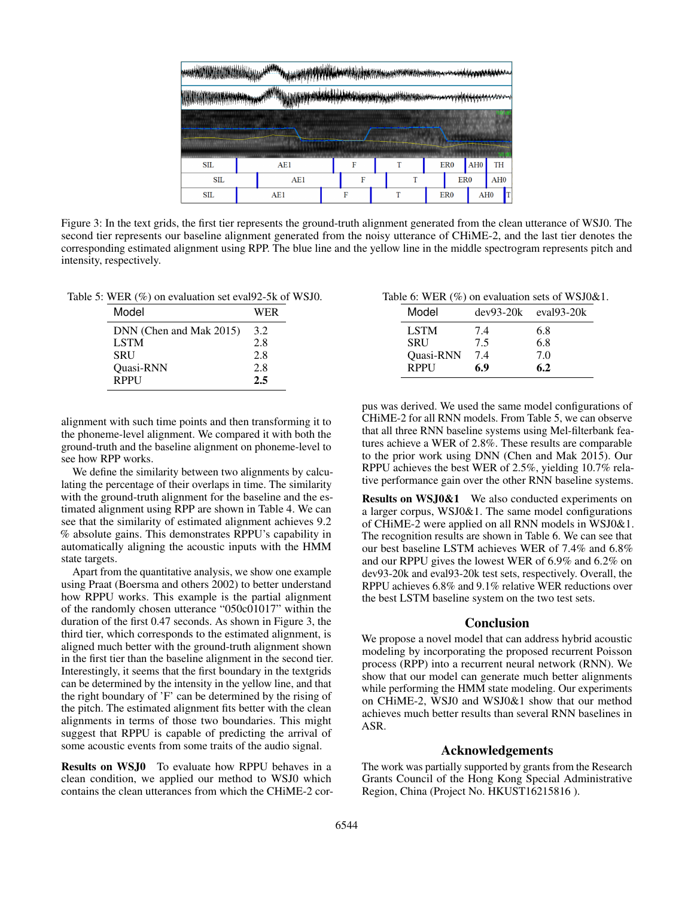Figure 3: In the text grids, the first tier represents the ground-truth alignment generated from the clean utterance of WSJ0. The second tier represents our baseline alignment generated from the noisy utterance of CHiME-2, and the last tier denotes the corresponding estimated alignment using RPP. The blue line and the yellow line in the middle spectrogram represents pitch and intensity, respectively.

Table 5: WER (%) on evaluation set eval92-5k of WSJ0.

| Model | WER |
|---|---|
| DNN (Chen and Mak 2015) | 3.2 |
| LSTM | 2.8 |
| SRU | 2.8 |
| Quasi-RNN | 2.8 |
| RPPU | **2.5** |

Table 6: WER (%) on evaluation sets of WSJ0&1.

| Model | dev93-20k | eval93-20k |
|---|---|---|
| LSTM | 7.4 | 6.8 |
| SRU | 7.5 | 6.8 |
| Quasi-RNN | 7.4 | 7.0 |
| RPPU | **6.9** | **6.2** |

alignment with such time points and then transforming it to the phoneme-level alignment. We compared it with both the ground-truth and the baseline alignment on phoneme-level to see how RPP works.

We define the similarity between two alignments by calculating the percentage of their overlaps in time. The similarity with the ground-truth alignment for the baseline and the estimated alignment using RPP are shown in Table 4. We can see that the similarity of estimated alignment achieves 9.2 % absolute gains. This demonstrates RPPU's capability in automatically aligning the acoustic inputs with the HMM state targets.

Apart from the quantitative analysis, we show one example using Praat (Boersma and others 2002) to better understand how RPPU works. This example is the partial alignment of the randomly chosen utterance "050c01017" within the duration of the first 0.47 seconds. As shown in Figure 3, the third tier, which corresponds to the estimated alignment, is aligned much better with the ground-truth alignment shown in the first tier than the baseline alignment in the second tier. Interestingly, it seems that the first boundary in the textgrids can be determined by the intensity in the yellow line, and that the right boundary of 'F' can be determined by the rising of the pitch. The estimated alignment fits better with the clean alignments in terms of those two boundaries. This might suggest that RPPU is capable of predicting the arrival of some acoustic events from some traits of the audio signal.

**Results on WSJ0** To evaluate how RPPU behaves in a clean condition, we applied our method to WSJ0 which contains the clean utterances from which the CHiME-2 corpus was derived. We used the same model configurations of CHiME-2 for all RNN models. From Table 5, we can observe that all three RNN baseline systems using Mel-filterbank features achieve a WER of 2.8%. These results are comparable to the prior work using DNN (Chen and Mak 2015). Our RPPU achieves the best WER of 2.5%, yielding 10.7% relative performance gain over the other RNN baseline systems.

**Results on WSJ0&1** We also conducted experiments on a larger corpus, WSJ0&1. The same model configurations of CHiME-2 were applied on all RNN models in WSJ0&1. The recognition results are shown in Table 6. We can see that our best baseline LSTM achieves WER of 7.4% and 6.8% and our RPPU gives the lowest WER of 6.9% and 6.2% on dev93-20k and eval93-20k test sets, respectively. Overall, the RPPU achieves 6.8% and 9.1% relative WER reductions over the best LSTM baseline system on the two test sets.

## Conclusion

We propose a novel model that can address hybrid acoustic modeling by incorporating the proposed recurrent Poisson process (RPP) into a recurrent neural network (RNN). We show that our model can generate much better alignments while performing the HMM state modeling. Our experiments on CHiME-2, WSJ0 and WSJ0&1 show that our method achieves much better results than several RNN baselines in ASR.

## Acknowledgements

The work was partially supported by grants from the Research Grants Council of the Hong Kong Special Administrative Region, China (Project No. HKUST16215816 ).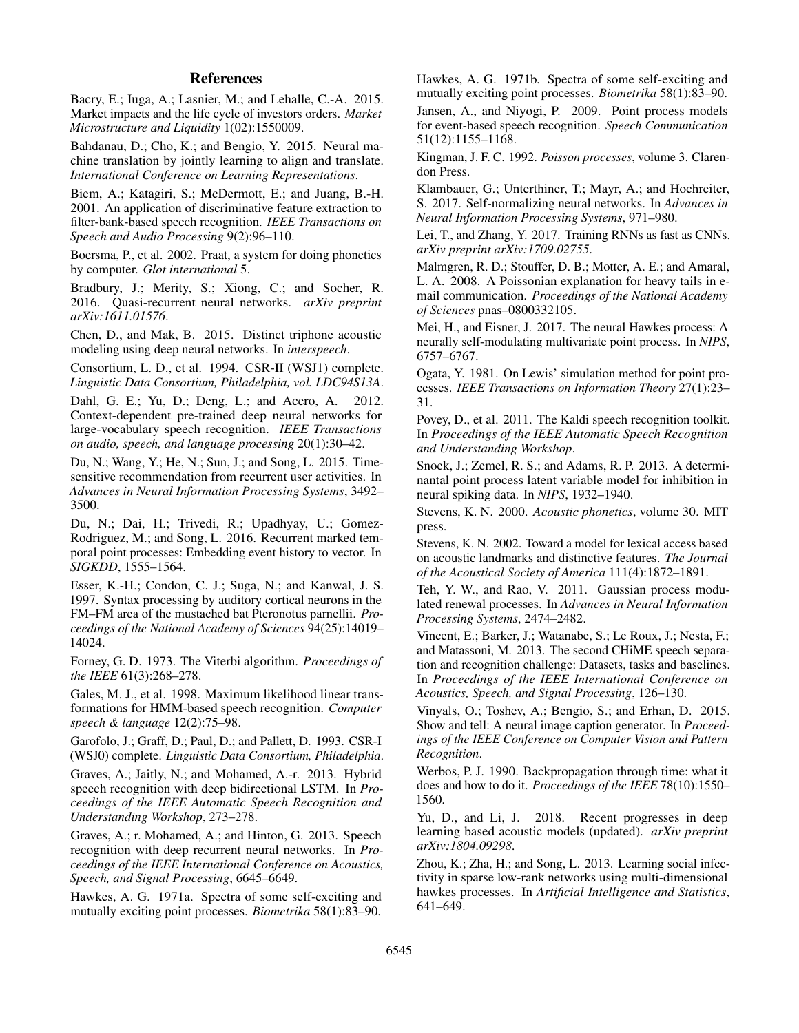## References

Bacry, E.; Iuga, A.; Lasnier, M.; and Lehalle, C.-A. 2015. Market impacts and the life cycle of investors orders. *Market Microstructure and Liquidity* 1(02):1550009.

Bahdanau, D.; Cho, K.; and Bengio, Y. 2015. Neural machine translation by jointly learning to align and translate. *International Conference on Learning Representations*.

Biem, A.; Katagiri, S.; McDermott, E.; and Juang, B.-H. 2001. An application of discriminative feature extraction to filter-bank-based speech recognition. *IEEE Transactions on Speech and Audio Processing* 9(2):96–110.

Boersma, P., et al. 2002. Praat, a system for doing phonetics by computer. *Glot international* 5.

Bradbury, J.; Merity, S.; Xiong, C.; and Socher, R. 2016. Quasi-recurrent neural networks. *arXiv preprint arXiv:1611.01576*.

Chen, D., and Mak, B. 2015. Distinct triphone acoustic modeling using deep neural networks. In *interspeech*.

Consortium, L. D., et al. 1994. CSR-II (WSJ1) complete. *Linguistic Data Consortium, Philadelphia, vol. LDC94S13A*.

Dahl, G. E.; Yu, D.; Deng, L.; and Acero, A. 2012. Context-dependent pre-trained deep neural networks for large-vocabulary speech recognition. *IEEE Transactions on audio, speech, and language processing* 20(1):30–42.

Du, N.; Wang, Y.; He, N.; Sun, J.; and Song, L. 2015. Time-sensitive recommendation from recurrent user activities. In *Advances in Neural Information Processing Systems*, 3492–3500.

Du, N.; Dai, H.; Trivedi, R.; Upadhyay, U.; Gomez-Rodriguez, M.; and Song, L. 2016. Recurrent marked temporal point processes: Embedding event history to vector. In *SIGKDD*, 1555–1564.

Esser, K.-H.; Condon, C. J.; Suga, N.; and Kanwal, J. S. 1997. Syntax processing by auditory cortical neurons in the FM–FM area of the mustached bat Pteronotus parnellii. *Proceedings of the National Academy of Sciences* 94(25):14019–14024.

Forney, G. D. 1973. The Viterbi algorithm. *Proceedings of the IEEE* 61(3):268–278.

Gales, M. J., et al. 1998. Maximum likelihood linear transformations for HMM-based speech recognition. *Computer speech & language* 12(2):75–98.

Garofolo, J.; Graff, D.; Paul, D.; and Pallett, D. 1993. CSR-I (WSJ0) complete. *Linguistic Data Consortium, Philadelphia*.

Graves, A.; Jaitly, N.; and Mohamed, A.-r. 2013. Hybrid speech recognition with deep bidirectional LSTM. In *Proceedings of the IEEE Automatic Speech Recognition and Understanding Workshop*, 273–278.

Graves, A.; r. Mohamed, A.; and Hinton, G. 2013. Speech recognition with deep recurrent neural networks. In *Proceedings of the IEEE International Conference on Acoustics, Speech, and Signal Processing*, 6645–6649.

Hawkes, A. G. 1971a. Spectra of some self-exciting and mutually exciting point processes. *Biometrika* 58(1):83–90.

Hawkes, A. G. 1971b. Spectra of some self-exciting and mutually exciting point processes. *Biometrika* 58(1):83–90.

Jansen, A., and Niyogi, P. 2009. Point process models for event-based speech recognition. *Speech Communication* 51(12):1155–1168.

Kingman, J. F. C. 1992. *Poisson processes*, volume 3. Clarendon Press.

Klambauer, G.; Unterthiner, T.; Mayr, A.; and Hochreiter, S. 2017. Self-normalizing neural networks. In *Advances in Neural Information Processing Systems*, 971–980.

Lei, T., and Zhang, Y. 2017. Training RNNs as fast as CNNs. *arXiv preprint arXiv:1709.02755*.

Malmgren, R. D.; Stouffer, D. B.; Motter, A. E.; and Amaral, L. A. 2008. A Poissonian explanation for heavy tails in e-mail communication. *Proceedings of the National Academy of Sciences* pnas–0800332105.

Mei, H., and Eisner, J. 2017. The neural Hawkes process: A neurally self-modulating multivariate point process. In *NIPS*, 6757–6767.

Ogata, Y. 1981. On Lewis' simulation method for point processes. *IEEE Transactions on Information Theory* 27(1):23–31.

Povey, D., et al. 2011. The Kaldi speech recognition toolkit. In *Proceedings of the IEEE Automatic Speech Recognition and Understanding Workshop*.

Snoek, J.; Zemel, R. S.; and Adams, R. P. 2013. A determinantal point process latent variable model for inhibition in neural spiking data. In *NIPS*, 1932–1940.

Stevens, K. N. 2000. *Acoustic phonetics*, volume 30. MIT press.

Stevens, K. N. 2002. Toward a model for lexical access based on acoustic landmarks and distinctive features. *The Journal of the Acoustical Society of America* 111(4):1872–1891.

Teh, Y. W., and Rao, V. 2011. Gaussian process modulated renewal processes. In *Advances in Neural Information Processing Systems*, 2474–2482.

Vincent, E.; Barker, J.; Watanabe, S.; Le Roux, J.; Nesta, F.; and Matassoni, M. 2013. The second CHiME speech separation and recognition challenge: Datasets, tasks and baselines. In *Proceedings of the IEEE International Conference on Acoustics, Speech, and Signal Processing*, 126–130.

Vinyals, O.; Toshev, A.; Bengio, S.; and Erhan, D. 2015. Show and tell: A neural image caption generator. In *Proceedings of the IEEE Conference on Computer Vision and Pattern Recognition*.

Werbos, P. J. 1990. Backpropagation through time: what it does and how to do it. *Proceedings of the IEEE* 78(10):1550–1560.

Yu, D., and Li, J. 2018. Recent progresses in deep learning based acoustic models (updated). *arXiv preprint arXiv:1804.09298*.

Zhou, K.; Zha, H.; and Song, L. 2013. Learning social infectivity in sparse low-rank networks using multi-dimensional hawkes processes. In *Artificial Intelligence and Statistics*, 641–649.